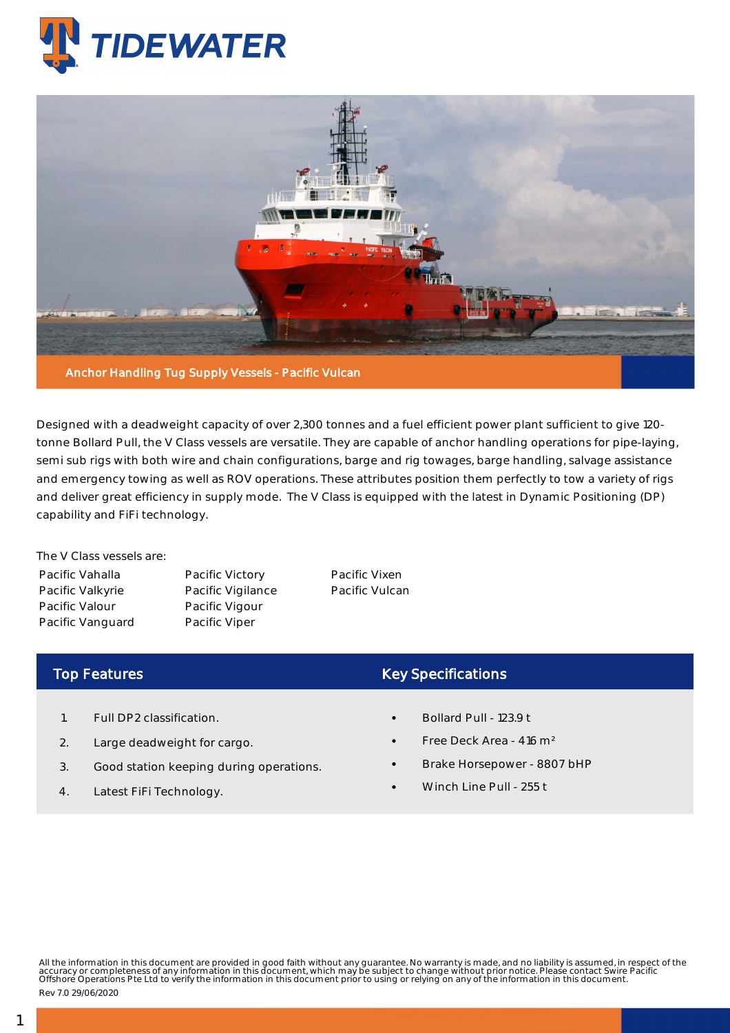# TIDEWATER

**Anchor Handling Tug Supply Vessels - Pacific Vulcan**

Designed with a deadweight capacity of over 2,300 tonnes and a fuel efficient power plant sufficient to give 120-tonne Bollard Pull, the V Class vessels are versatile. They are capable of anchor handling operations for pipe-laying, semi sub rigs with both wire and chain configurations, barge and rig towages, barge handling, salvage assistance and emergency towing as well as ROV operations. These attributes position them perfectly to tow a variety of rigs and deliver great efficiency in supply mode. The V Class is equipped with the latest in Dynamic Positioning (DP) capability and FiFi technology.

The V Class vessels are:

| | | |
|---|---|---|
| Pacific Vahalla | Pacific Victory | Pacific Vixen |
| Pacific Valkyrie | Pacific Vigilance | Pacific Vulcan |
| Pacific Valour | Pacific Vigour | |
| Pacific Vanguard | Pacific Viper | |

## Top Features

1. Full DP2 classification.
2. Large deadweight for cargo.
3. Good station keeping during operations.
4. Latest FiFi Technology.

## Key Specifications

- Bollard Pull - 123.9 t
- Free Deck Area - 416 $m^2$
- Brake Horsepower - 8807 bHP
- Winch Line Pull - 255 t

All the information in this document are provided in good faith without any guarantee. No warranty is made, and no liability is assumed, in respect of the accuracy or completeness of any information in this document, which may be subject to change without prior notice. Please contact Swire Pacific Offshore Operations Pte Ltd to verify the information in this document prior to using or relying on any of the information in this document.

Rev 7.0 29/06/2020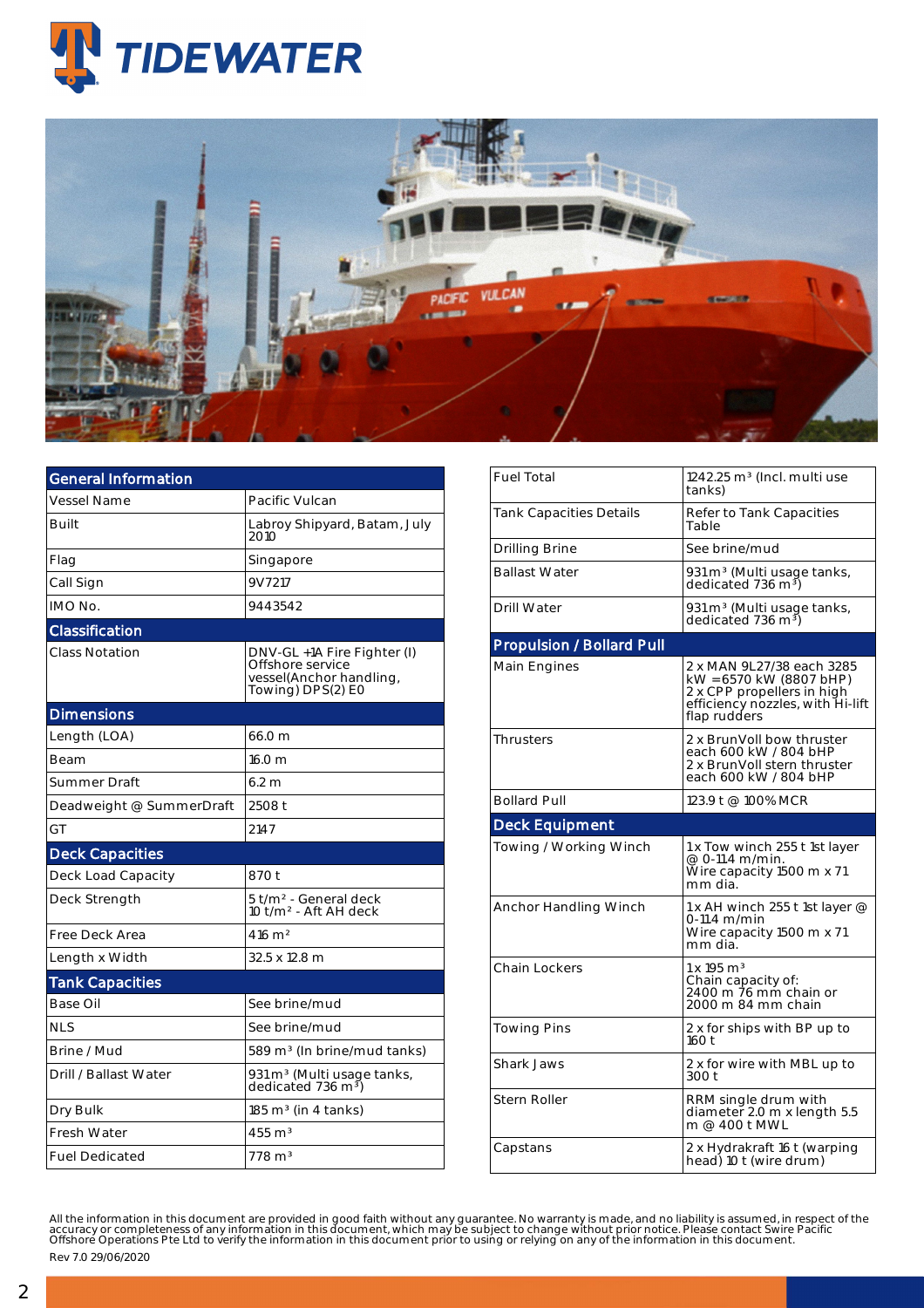## General Information

| General Information | |
|---|---|
| Vessel Name | Pacific Vulcan |
| Built | Labroy Shipyard, Batam, July 2010 |
| Flag | Singapore |
| Call Sign | 9V7217 |
| IMO No. | 9443542 |

## Classification

| Classification | |
|---|---|
| Class Notation | DNV-GL +1A Fire Fighter (I) Offshore service vessel(Anchor handling, Towing) DPS(2) E0 |

## Dimensions

| Dimensions | |
|---|---|
| Length (LOA) | 66.0 m |
| Beam | 16.0 m |
| Summer Draft | 6.2 m |
| Deadweight @ SummerDraft | 2508 t |
| GT | 2147 |

## Deck Capacities

| Deck Capacities | |
|---|---|
| Deck Load Capacity | 870 t |
| Deck Strength | 5 t/m² - General deck<br>10 t/m² - Aft AH deck |
| Free Deck Area | 416 m² |
| Length x Width | 32.5 x 12.8 m |

## Tank Capacities

| Tank Capacities | |
|---|---|
| Base Oil | See brine/mud |
| NLS | See brine/mud |
| Brine / Mud | 589 m³ (In brine/mud tanks) |
| Drill / Ballast Water | 931 m³ (Multi usage tanks, dedicated 736 m³) |
| Dry Bulk | 185 m³ (in 4 tanks) |
| Fresh Water | 455 m³ |
| Fuel Dedicated | 778 m³ |
| Fuel Total | 1242.25 m³ (Incl. multi use tanks) |
| Tank Capacities Details | Refer to Tank Capacities Table |
| Drilling Brine | See brine/mud |
| Ballast Water | 931 m³ (Multi usage tanks, dedicated 736 m³) |
| Drill Water | 931 m³ (Multi usage tanks, dedicated 736 m³) |

## Propulsion / Bollard Pull

| Propulsion / Bollard Pull | |
|---|---|
| Main Engines | 2 x MAN 9L27/38 each 3285 kW =6570 kW (8807 bHP)<br>2 x CPP propellers in high efficiency nozzles, with Hi-lift flap rudders |
| Thrusters | 2 x BrunVoll bow thruster each 600 kW / 804 bHP<br>2 x BrunVoll stern thruster each 600 kW / 804 bHP |
| Bollard Pull | 123.9 t @ 100% MCR |

## Deck Equipment

| Deck Equipment | |
|---|---|
| Towing / Working Winch | 1 x Tow winch 255 t 1st layer @ 0-11.4 m/min.<br>Wire capacity 1500 m x 71 mm dia. |
| Anchor Handling Winch | 1 x AH winch 255 t 1st layer @ 0-11.4 m/min<br>Wire capacity 1500 m x 71 mm dia. |
| Chain Lockers | 1 x 195 m³<br>Chain capacity of:<br>2400 m 76 mm chain or 2000 m 84 mm chain |
| Towing Pins | 2 x for ships with BP up to 160 t |
| Shark Jaws | 2 x for wire with MBL up to 300 t |
| Stern Roller | RRM single drum with diameter 2.0 m x length 5.5 m @ 400 t MWL |
| Capstans | 2 x Hydrakraft 16 t (warping head) 10 t (wire drum) |

All the information in this document are provided in good faith without any guarantee. No warranty is made, and no liability is assumed, in respect of the accuracy or completeness of any information in this document, which may be subject to change without prior notice. Please contact Swire Pacific Offshore Operations Pte Ltd to verify the information in this document prior to using or relying on any of the information in this document.

Rev 7.0 29/06/2020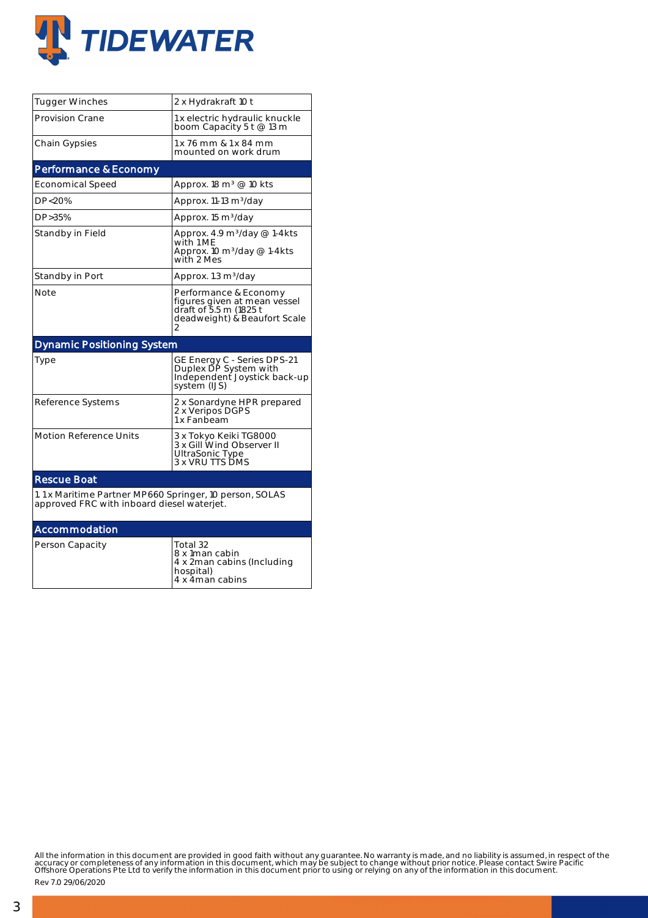| | |
|---|---|
| Tugger Winches | 2 x Hydrakraft 10 t |
| Provision Crane | 1x electric hydraulic knuckle boom Capacity 5 t @ 13 m |
| Chain Gypsies | 1x 76 mm & 1x 84 mm mounted on work drum |

## Performance & Economy

| | |
|---|---|
| Economical Speed | Approx. 18 $m^3$ @ 10 kts |
| DP<20% | Approx. 11-13 $m^3$/day |
| DP>35% | Approx. 15 $m^3$/day |
| Standby in Field | Approx. 4.9 $m^3$/day @ 1-4kts with 1 ME<br>Approx. 10 $m^3$/day @ 1-4kts with 2 Mes |
| Standby in Port | Approx. 1.3 $m^3$/day |
| Note | Performance & Economy figures given at mean vessel draft of 5.5 m (1825 t deadweight) & Beaufort Scale 2 |

## Dynamic Positioning System

| | |
|---|---|
| Type | GE Energy C - Series DPS-21 Duplex DP System with Independent Joystick back-up system (IJS) |
| Reference Systems | 2 x Sonardyne HPR prepared<br>2 x Veripos DGPS<br>1x Fanbeam |
| Motion Reference Units | 3 x Tokyo Keiki TG8000<br>3 x Gill Wind Observer II UltraSonic Type<br>3 x VRU TTS DMS |

## Rescue Boat

1. 1 x Maritime Partner MP660 Springer, 10 person, SOLAS approved FRC with inboard diesel waterjet.

## Accommodation

| | |
|---|---|
| Person Capacity | Total 32<br>8 x 1man cabin<br>4 x 2man cabins (Including hospital)<br>4 x 4man cabins |

All the information in this document are provided in good faith without any guarantee. No warranty is made, and no liability is assumed, in respect of the accuracy or completeness of any information in this document, which may be subject to change without prior notice. Please contact Swire Pacific Offshore Operations Pte Ltd to verify the information in this document prior to using or relying on any of the information in this document.

Rev 7.0 29/06/2020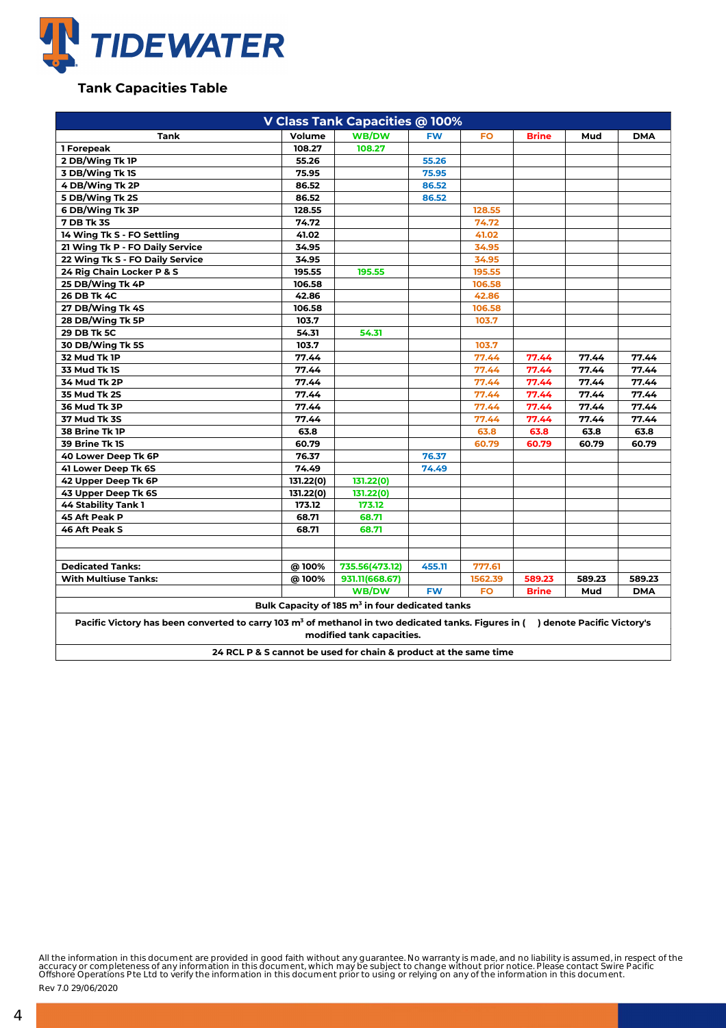# TIDEWATER

## Tank Capacities Table

| V Class Tank Capacities @ 100% | | | | | | | |
|---|---|---|---|---|---|---|---|
| Tank | Volume | WB/DW | FW | FO | Brine | Mud | DMA |
| 1 Forepeak | 108.27 | 108.27 | | | | | |
| 2 DB/Wing Tk 1P | 55.26 | | 55.26 | | | | |
| 3 DB/Wing Tk 1S | 75.95 | | 75.95 | | | | |
| 4 DB/Wing Tk 2P | 86.52 | | 86.52 | | | | |
| 5 DB/Wing Tk 2S | 86.52 | | 86.52 | | | | |
| 6 DB/Wing Tk 3P | 128.55 | | | 128.55 | | | |
| 7 DB Tk 3S | 74.72 | | | 74.72 | | | |
| 14 Wing Tk S - FO Settling | 41.02 | | | 41.02 | | | |
| 21 Wing Tk P - FO Daily Service | 34.95 | | | 34.95 | | | |
| 22 Wing Tk S - FO Daily Service | 34.95 | | | 34.95 | | | |
| 24 Rig Chain Locker P & S | 195.55 | 195.55 | | 195.55 | | | |
| 25 DB/Wing Tk 4P | 106.58 | | | 106.58 | | | |
| 26 DB Tk 4C | 42.86 | | | 42.86 | | | |
| 27 DB/Wing Tk 4S | 106.58 | | | 106.58 | | | |
| 28 DB/Wing Tk 5P | 103.7 | | | 103.7 | | | |
| 29 DB Tk 5C | 54.31 | 54.31 | | | | | |
| 30 DB/Wing Tk 5S | 103.7 | | | 103.7 | | | |
| 32 Mud Tk 1P | 77.44 | | | 77.44 | 77.44 | 77.44 | 77.44 |
| 33 Mud Tk 1S | 77.44 | | | 77.44 | 77.44 | 77.44 | 77.44 |
| 34 Mud Tk 2P | 77.44 | | | 77.44 | 77.44 | 77.44 | 77.44 |
| 35 Mud Tk 2S | 77.44 | | | 77.44 | 77.44 | 77.44 | 77.44 |
| 36 Mud Tk 3P | 77.44 | | | 77.44 | 77.44 | 77.44 | 77.44 |
| 37 Mud Tk 3S | 77.44 | | | 77.44 | 77.44 | 77.44 | 77.44 |
| 38 Brine Tk 1P | 63.8 | | | 63.8 | 63.8 | 63.8 | 63.8 |
| 39 Brine Tk 1S | 60.79 | | | 60.79 | 60.79 | 60.79 | 60.79 |
| 40 Lower Deep Tk 6P | 76.37 | | 76.37 | | | | |
| 41 Lower Deep Tk 6S | 74.49 | | 74.49 | | | | |
| 42 Upper Deep Tk 6P | 131.22(0) | 131.22(0) | | | | | |
| 43 Upper Deep Tk 6S | 131.22(0) | 131.22(0) | | | | | |
| 44 Stability Tank 1 | 173.12 | 173.12 | | | | | |
| 45 Aft Peak P | 68.71 | 68.71 | | | | | |
| 46 Aft Peak S | 68.71 | 68.71 | | | | | |
| | | | | | | | |
| | | | | | | | |
| Dedicated Tanks: | @ 100% | 735.56(473.12) | 455.11 | 777.61 | | | |
| With Multiuse Tanks: | @ 100% | 931.11(668.67) | | 1562.39 | 589.23 | 589.23 | 589.23 |
| | | WB/DW | FW | FO | Brine | Mud | DMA |

Bulk Capacity of 185 m³ in four dedicated tanks

Pacific Victory has been converted to carry 103 m³ of methanol in two dedicated tanks. Figures in ( ) denote Pacific Victory's modified tank capacities.

24 RCL P & S cannot be used for chain & product at the same time

All the information in this document are provided in good faith without any guarantee. No warranty is made, and no liability is assumed, in respect of the accuracy or completeness of any information in this document, which may be subject to change without prior notice. Please contact Swire Pacific Offshore Operations Pte Ltd to verify the information in this document prior to using or relying on any of the information in this document.

Rev 7.0 29/06/2020